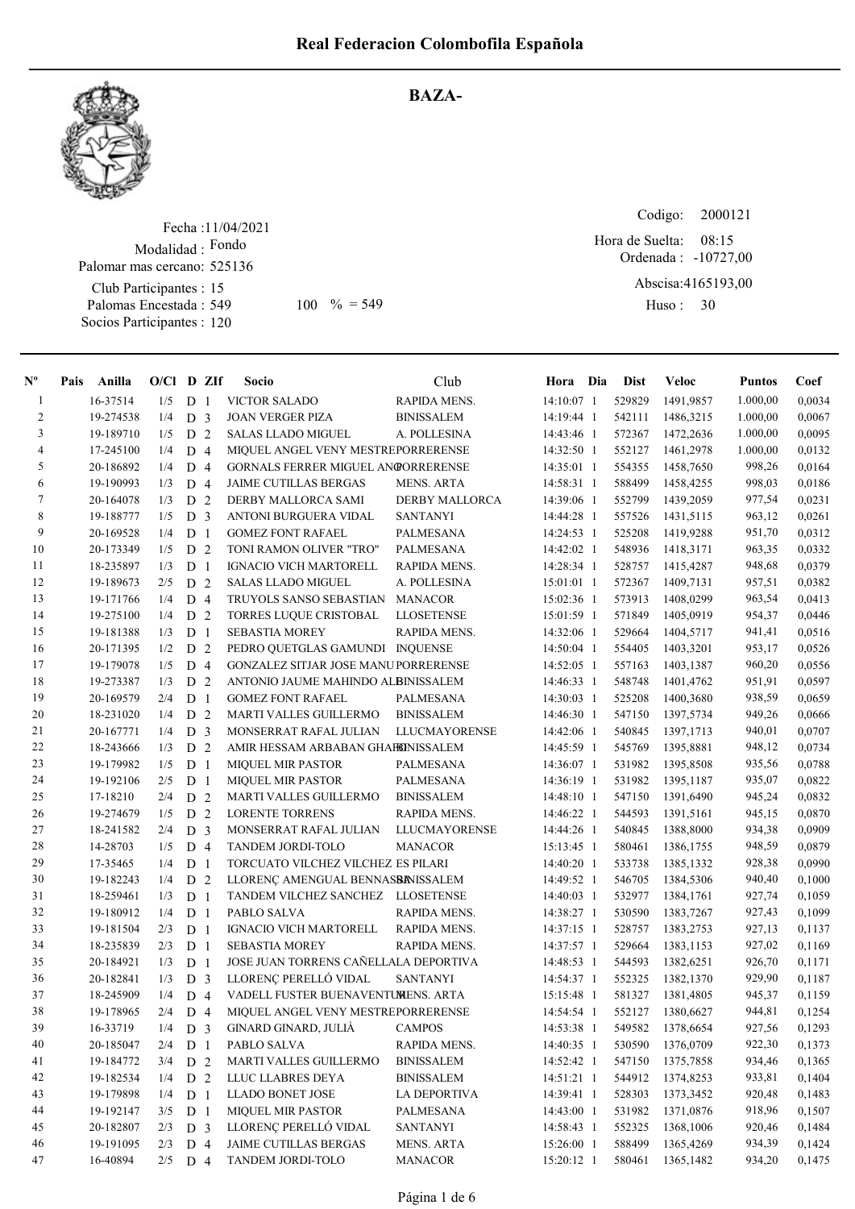# Real Federacion Colombofila Española

## BAZA-

Fecha : 11/04/2021
Modalidad : Fondo
Palomar mas cercano: 525136
Club Participantes : 15
Palomas Encestada : 549 100 % = 549
Socios Participantes : 120

Codigo: 2000121
Hora de Suelta: 08:15
Ordenada : -10727,00
Abscisa: 4165193,00
Huso : 30

| Nº | Pais | Anilla | O/Cl | D | ZIf | Socio | Club | Hora | Dia | Dist | Veloc | Puntos | Coef |
|---|---|---|---|---|---|---|---|---|---|---|---|---|---|
| 1 | | 16-37514 | 1/5 | D | 1 | VICTOR SALADO | RAPIDA MENS. | 14:10:07 | 1 | 529829 | 1491,9857 | 1.000,00 | 0,0034 |
| 2 | | 19-274538 | 1/4 | D | 3 | JOAN VERGER PIZA | BINISSALEM | 14:19:44 | 1 | 542111 | 1486,3215 | 1.000,00 | 0,0067 |
| 3 | | 19-189710 | 1/5 | D | 2 | SALAS LLADO MIGUEL | A. POLLESINA | 14:43:46 | 1 | 572367 | 1472,2636 | 1.000,00 | 0,0095 |
| 4 | | 17-245100 | 1/4 | D | 4 | MIQUEL ANGEL VENY MESTRE | PORRERENSE | 14:32:50 | 1 | 552127 | 1461,2978 | 1.000,00 | 0,0132 |
| 5 | | 20-186892 | 1/4 | D | 4 | GORNALS FERRER MIGUEL ANG | PORRERENSE | 14:35:01 | 1 | 554355 | 1458,7650 | 998,26 | 0,0164 |
| 6 | | 19-190993 | 1/3 | D | 4 | JAIME CUTILLAS BERGAS | MENS. ARTA | 14:58:31 | 1 | 588499 | 1458,4255 | 998,03 | 0,0186 |
| 7 | | 20-164078 | 1/3 | D | 2 | DERBY MALLORCA SAMI | DERBY MALLORCA | 14:39:06 | 1 | 552799 | 1439,2059 | 977,54 | 0,0231 |
| 8 | | 19-188777 | 1/5 | D | 3 | ANTONI BURGUERA VIDAL | SANTANYI | 14:44:28 | 1 | 557526 | 1431,5115 | 963,12 | 0,0261 |
| 9 | | 20-169528 | 1/4 | D | 1 | GOMEZ FONT RAFAEL | PALMESANA | 14:24:53 | 1 | 525208 | 1419,9288 | 951,70 | 0,0312 |
| 10 | | 20-173349 | 1/5 | D | 2 | TONI RAMON OLIVER "TRO" | PALMESANA | 14:42:02 | 1 | 548936 | 1418,3171 | 963,35 | 0,0332 |
| 11 | | 18-235897 | 1/3 | D | 1 | IGNACIO VICH MARTORELL | RAPIDA MENS. | 14:28:34 | 1 | 528757 | 1415,4287 | 948,68 | 0,0379 |
| 12 | | 19-189673 | 2/5 | D | 2 | SALAS LLADO MIGUEL | A. POLLESINA | 15:01:01 | 1 | 572367 | 1409,7131 | 957,51 | 0,0382 |
| 13 | | 19-171766 | 1/4 | D | 4 | TRUYOLS SANSO SEBASTIAN | MANACOR | 15:02:36 | 1 | 573913 | 1408,0299 | 963,54 | 0,0413 |
| 14 | | 19-275100 | 1/4 | D | 2 | TORRES LUQUE CRISTOBAL | LLOSETENSE | 15:01:59 | 1 | 571849 | 1405,0919 | 954,37 | 0,0446 |
| 15 | | 19-181388 | 1/3 | D | 1 | SEBASTIA MOREY | RAPIDA MENS. | 14:32:06 | 1 | 529664 | 1404,5717 | 941,41 | 0,0516 |
| 16 | | 20-171395 | 1/2 | D | 2 | PEDRO QUETGLAS GAMUNDI | INQUENSE | 14:50:04 | 1 | 554405 | 1403,3201 | 953,17 | 0,0526 |
| 17 | | 19-179078 | 1/5 | D | 4 | GONZALEZ SITJAR JOSE MANU | PORRERENSE | 14:52:05 | 1 | 557163 | 1403,1387 | 960,20 | 0,0556 |
| 18 | | 19-273387 | 1/3 | D | 2 | ANTONIO JAUME MAHINDO ALB | BINISSALEM | 14:46:33 | 1 | 548748 | 1401,4762 | 951,91 | 0,0597 |
| 19 | | 20-169579 | 2/4 | D | 1 | GOMEZ FONT RAFAEL | PALMESANA | 14:30:03 | 1 | 525208 | 1400,3680 | 938,59 | 0,0659 |
| 20 | | 18-231020 | 1/4 | D | 2 | MARTI VALLES GUILLERMO | BINISSALEM | 14:46:30 | 1 | 547150 | 1397,5734 | 949,26 | 0,0666 |
| 21 | | 20-167771 | 1/4 | D | 3 | MONSERRAT RAFAL JULIAN | LLUCMAYORENSE | 14:42:06 | 1 | 540845 | 1397,1713 | 940,01 | 0,0707 |
| 22 | | 18-243666 | 1/3 | D | 2 | AMIR HESSAM ARBABAN GHAF | BINISSALEM | 14:45:59 | 1 | 545769 | 1395,8881 | 948,12 | 0,0734 |
| 23 | | 19-179982 | 1/5 | D | 1 | MIQUEL MIR PASTOR | PALMESANA | 14:36:07 | 1 | 531982 | 1395,8508 | 935,56 | 0,0788 |
| 24 | | 19-192106 | 2/5 | D | 1 | MIQUEL MIR PASTOR | PALMESANA | 14:36:19 | 1 | 531982 | 1395,1187 | 935,07 | 0,0822 |
| 25 | | 17-18210 | 2/4 | D | 2 | MARTI VALLES GUILLERMO | BINISSALEM | 14:48:10 | 1 | 547150 | 1391,6490 | 945,24 | 0,0832 |
| 26 | | 19-274679 | 1/5 | D | 2 | LORENTE TORRENS | RAPIDA MENS. | 14:46:22 | 1 | 544593 | 1391,5161 | 945,15 | 0,0870 |
| 27 | | 18-241582 | 2/4 | D | 3 | MONSERRAT RAFAL JULIAN | LLUCMAYORENSE | 14:44:26 | 1 | 540845 | 1388,8000 | 934,38 | 0,0909 |
| 28 | | 14-28703 | 1/5 | D | 4 | TANDEM JORDI-TOLO | MANACOR | 15:13:45 | 1 | 580461 | 1386,1755 | 948,59 | 0,0879 |
| 29 | | 17-35465 | 1/4 | D | 1 | TORCUATO VILCHEZ VILCHEZ | ES PILARI | 14:40:20 | 1 | 533738 | 1385,1332 | 928,38 | 0,0990 |
| 30 | | 19-182243 | 1/4 | D | 2 | LLORENÇ AMENGUAL BENNASS | BINISSALEM | 14:49:52 | 1 | 546705 | 1384,5306 | 940,40 | 0,1000 |
| 31 | | 18-259461 | 1/3 | D | 1 | TANDEM VILCHEZ SANCHEZ | LLOSETENSE | 14:40:03 | 1 | 532977 | 1384,1761 | 927,74 | 0,1059 |
| 32 | | 19-180912 | 1/4 | D | 1 | PABLO SALVA | RAPIDA MENS. | 14:38:27 | 1 | 530590 | 1383,7267 | 927,43 | 0,1099 |
| 33 | | 19-181504 | 2/3 | D | 1 | IGNACIO VICH MARTORELL | RAPIDA MENS. | 14:37:15 | 1 | 528757 | 1383,2753 | 927,13 | 0,1137 |
| 34 | | 18-235839 | 2/3 | D | 1 | SEBASTIA MOREY | RAPIDA MENS. | 14:37:57 | 1 | 529664 | 1383,1153 | 927,02 | 0,1169 |
| 35 | | 20-184921 | 1/3 | D | 1 | JOSE JUAN TORRENS CAÑELLA | LA DEPORTIVA | 14:48:53 | 1 | 544593 | 1382,6251 | 926,70 | 0,1171 |
| 36 | | 20-182841 | 1/3 | D | 3 | LLORENÇ PERELLÓ VIDAL | SANTANYI | 14:54:37 | 1 | 552325 | 1382,1370 | 929,90 | 0,1187 |
| 37 | | 18-245909 | 1/4 | D | 4 | VADELL FUSTER BUENAVENTU | MENS. ARTA | 15:15:48 | 1 | 581327 | 1381,4805 | 945,37 | 0,1159 |
| 38 | | 19-178965 | 2/4 | D | 4 | MIQUEL ANGEL VENY MESTRE | PORRERENSE | 14:54:54 | 1 | 552127 | 1380,6627 | 944,81 | 0,1254 |
| 39 | | 16-33719 | 1/4 | D | 3 | GINARD GINARD, JULIÀ | CAMPOS | 14:53:38 | 1 | 549582 | 1378,6654 | 927,56 | 0,1293 |
| 40 | | 20-185047 | 2/4 | D | 1 | PABLO SALVA | RAPIDA MENS. | 14:40:35 | 1 | 530590 | 1376,0709 | 922,30 | 0,1373 |
| 41 | | 19-184772 | 3/4 | D | 2 | MARTI VALLES GUILLERMO | BINISSALEM | 14:52:42 | 1 | 547150 | 1375,7858 | 934,46 | 0,1365 |
| 42 | | 19-182534 | 1/4 | D | 2 | LLUC LLABRES DEYA | BINISSALEM | 14:51:21 | 1 | 544912 | 1374,8253 | 933,81 | 0,1404 |
| 43 | | 19-179898 | 1/4 | D | 1 | LLADO BONET JOSE | LA DEPORTIVA | 14:39:41 | 1 | 528303 | 1373,3452 | 920,48 | 0,1483 |
| 44 | | 19-192147 | 3/5 | D | 1 | MIQUEL MIR PASTOR | PALMESANA | 14:43:00 | 1 | 531982 | 1371,0876 | 918,96 | 0,1507 |
| 45 | | 20-182807 | 2/3 | D | 3 | LLORENÇ PERELLÓ VIDAL | SANTANYI | 14:58:43 | 1 | 552325 | 1368,1006 | 920,46 | 0,1484 |
| 46 | | 19-191095 | 2/3 | D | 4 | JAIME CUTILLAS BERGAS | MENS. ARTA | 15:26:00 | 1 | 588499 | 1365,4269 | 934,39 | 0,1424 |
| 47 | | 16-40894 | 2/5 | D | 4 | TANDEM JORDI-TOLO | MANACOR | 15:20:12 | 1 | 580461 | 1365,1482 | 934,20 | 0,1475 |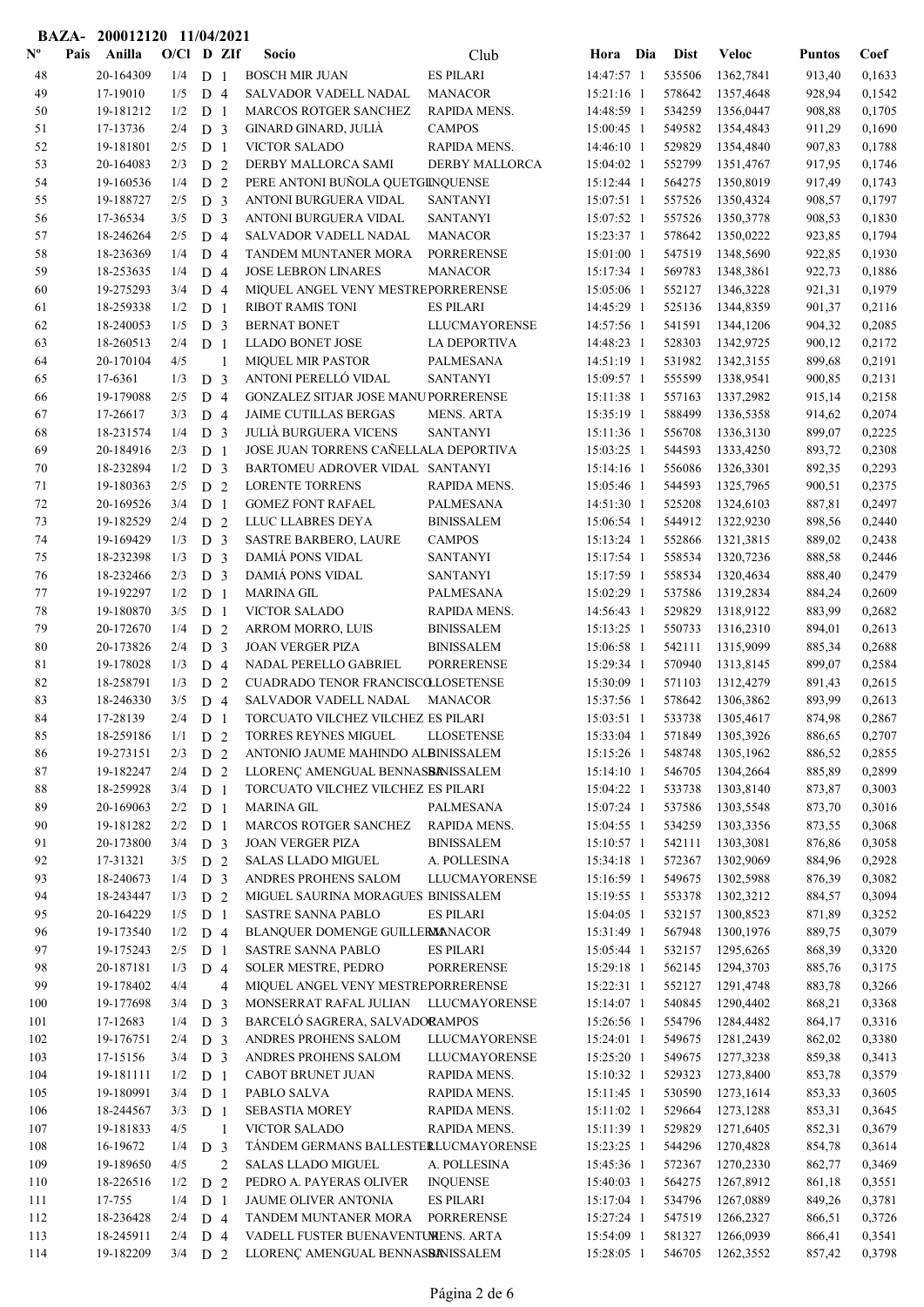**BAZA- 200012120 11/04/2021**

| Nº | Pais | Anilla | O/Cl | D | ZIf | Socio | Club | Hora | Dia | Dist | Veloc | Puntos | Coef |
|---|---|---|---|---|---|---|---|---|---|---|---|---|---|
| 48 | | 20-164309 | 1/4 | D | 1 | BOSCH MIR JUAN | ES PILARI | 14:47:57 | 1 | 535506 | 1362,7841 | 913,40 | 0,1633 |
| 49 | | 17-19010 | 1/5 | D | 4 | SALVADOR VADELL NADAL | MANACOR | 15:21:16 | 1 | 578642 | 1357,4648 | 928,94 | 0,1542 |
| 50 | | 19-181212 | 1/2 | D | 1 | MARCOS ROTGER SANCHEZ | RAPIDA MENS. | 14:48:59 | 1 | 534259 | 1356,0447 | 908,88 | 0,1705 |
| 51 | | 17-13736 | 2/4 | D | 3 | GINARD GINARD, JULIÀ | CAMPOS | 15:00:45 | 1 | 549582 | 1354,4843 | 911,29 | 0,1690 |
| 52 | | 19-181801 | 2/5 | D | 1 | VICTOR SALADO | RAPIDA MENS. | 14:46:10 | 1 | 529829 | 1354,4840 | 907,83 | 0,1788 |
| 53 | | 20-164083 | 2/3 | D | 2 | DERBY MALLORCA SAMI | DERBY MALLORCA | 15:04:02 | 1 | 552799 | 1351,4767 | 917,95 | 0,1746 |
| 54 | | 19-160536 | 1/4 | D | 2 | PERE ANTONI BUÑOLA QUETGL | INQUENSE | 15:12:44 | 1 | 564275 | 1350,8019 | 917,49 | 0,1743 |
| 55 | | 19-188727 | 2/5 | D | 3 | ANTONI BURGUERA VIDAL | SANTANYI | 15:07:51 | 1 | 557526 | 1350,4324 | 908,57 | 0,1797 |
| 56 | | 17-36534 | 3/5 | D | 3 | ANTONI BURGUERA VIDAL | SANTANYI | 15:07:52 | 1 | 557526 | 1350,3778 | 908,53 | 0,1830 |
| 57 | | 18-246264 | 2/5 | D | 4 | SALVADOR VADELL NADAL | MANACOR | 15:23:37 | 1 | 578642 | 1350,0222 | 923,85 | 0,1794 |
| 58 | | 18-236369 | 1/4 | D | 4 | TANDEM MUNTANER MORA | PORRERENSE | 15:01:00 | 1 | 547519 | 1348,5690 | 922,85 | 0,1930 |
| 59 | | 18-253635 | 1/4 | D | 4 | JOSE LEBRON LINARES | MANACOR | 15:17:34 | 1 | 569783 | 1348,3861 | 922,73 | 0,1886 |
| 60 | | 19-275293 | 3/4 | D | 4 | MIQUEL ANGEL VENY MESTRE | PORRERENSE | 15:05:06 | 1 | 552127 | 1346,3228 | 921,31 | 0,1979 |
| 61 | | 18-259338 | 1/2 | D | 1 | RIBOT RAMIS TONI | ES PILARI | 14:45:29 | 1 | 525136 | 1344,8359 | 901,37 | 0,2116 |
| 62 | | 18-240053 | 1/5 | D | 3 | BERNAT BONET | LLUCMAYORENSE | 14:57:56 | 1 | 541591 | 1344,1206 | 904,32 | 0,2085 |
| 63 | | 18-260513 | 2/4 | D | 1 | LLADO BONET JOSE | LA DEPORTIVA | 14:48:23 | 1 | 528303 | 1342,9725 | 900,12 | 0,2172 |
| 64 | | 20-170104 | 4/5 | | 1 | MIQUEL MIR PASTOR | PALMESANA | 14:51:19 | 1 | 531982 | 1342,3155 | 899,68 | 0,2191 |
| 65 | | 17-6361 | 1/3 | D | 3 | ANTONI PERELLÓ VIDAL | SANTANYI | 15:09:57 | 1 | 555599 | 1338,9541 | 900,85 | 0,2131 |
| 66 | | 19-179088 | 2/5 | D | 4 | GONZALEZ SITJAR JOSE MANU | PORRERENSE | 15:11:38 | 1 | 557163 | 1337,2982 | 915,14 | 0,2158 |
| 67 | | 17-26617 | 3/3 | D | 4 | JAIME CUTILLAS BERGAS | MENS. ARTA | 15:35:19 | 1 | 588499 | 1336,5358 | 914,62 | 0,2074 |
| 68 | | 18-231574 | 1/4 | D | 3 | JULIÀ BURGUERA VICENS | SANTANYI | 15:11:36 | 1 | 556708 | 1336,3130 | 899,07 | 0,2225 |
| 69 | | 20-184916 | 2/3 | D | 1 | JOSE JUAN TORRENS CAÑELLA | LA DEPORTIVA | 15:03:25 | 1 | 544593 | 1333,4250 | 893,72 | 0,2308 |
| 70 | | 18-232894 | 1/2 | D | 3 | BARTOMEU ADROVER VIDAL | SANTANYI | 15:14:16 | 1 | 556086 | 1326,3301 | 892,35 | 0,2293 |
| 71 | | 19-180363 | 2/5 | D | 2 | LORENTE TORRENS | RAPIDA MENS. | 15:05:46 | 1 | 544593 | 1325,7965 | 900,51 | 0,2375 |
| 72 | | 20-169526 | 3/4 | D | 1 | GOMEZ FONT RAFAEL | PALMESANA | 14:51:30 | 1 | 525208 | 1324,6103 | 887,81 | 0,2497 |
| 73 | | 19-182529 | 2/4 | D | 2 | LLUC LLABRES DEYA | BINISSALEM | 15:06:54 | 1 | 544912 | 1322,9230 | 898,56 | 0,2440 |
| 74 | | 19-169429 | 1/3 | D | 3 | SASTRE BARBERO, LAURE | CAMPOS | 15:13:24 | 1 | 552866 | 1321,3815 | 889,02 | 0,2438 |
| 75 | | 18-232398 | 1/3 | D | 3 | DAMIÁ PONS VIDAL | SANTANYI | 15:17:54 | 1 | 558534 | 1320,7236 | 888,58 | 0,2446 |
| 76 | | 18-232466 | 2/3 | D | 3 | DAMIÁ PONS VIDAL | SANTANYI | 15:17:59 | 1 | 558534 | 1320,4634 | 888,40 | 0,2479 |
| 77 | | 19-192297 | 1/2 | D | 1 | MARINA GIL | PALMESANA | 15:02:29 | 1 | 537586 | 1319,2834 | 884,24 | 0,2609 |
| 78 | | 19-180870 | 3/5 | D | 1 | VICTOR SALADO | RAPIDA MENS. | 14:56:43 | 1 | 529829 | 1318,9122 | 883,99 | 0,2682 |
| 79 | | 20-172670 | 1/4 | D | 2 | ARROM MORRO, LUIS | BINISSALEM | 15:13:25 | 1 | 550733 | 1316,2310 | 894,01 | 0,2613 |
| 80 | | 20-173826 | 2/4 | D | 3 | JOAN VERGER PIZA | BINISSALEM | 15:06:58 | 1 | 542111 | 1315,9099 | 885,34 | 0,2688 |
| 81 | | 19-178028 | 1/3 | D | 4 | NADAL PERELLO GABRIEL | PORRERENSE | 15:29:34 | 1 | 570940 | 1313,8145 | 899,07 | 0,2584 |
| 82 | | 18-258791 | 1/3 | D | 2 | CUADRADO TENOR FRANCISCO | LLOSETENSE | 15:30:09 | 1 | 571103 | 1312,4279 | 891,43 | 0,2615 |
| 83 | | 18-246330 | 3/5 | D | 4 | SALVADOR VADELL NADAL | MANACOR | 15:37:56 | 1 | 578642 | 1306,3862 | 893,99 | 0,2613 |
| 84 | | 17-28139 | 2/4 | D | 1 | TORCUATO VILCHEZ VILCHEZ | ES PILARI | 15:03:51 | 1 | 533738 | 1305,4617 | 874,98 | 0,2867 |
| 85 | | 18-259186 | 1/1 | D | 2 | TORRES REYNES MIGUEL | LLOSETENSE | 15:33:04 | 1 | 571849 | 1305,3926 | 886,65 | 0,2707 |
| 86 | | 19-273151 | 2/3 | D | 2 | ANTONIO JAUME MAHINDO ALB | BINISSALEM | 15:15:26 | 1 | 548748 | 1305,1962 | 886,52 | 0,2855 |
| 87 | | 19-182247 | 2/4 | D | 2 | LLORENÇ AMENGUAL BENNASSA | BINISSALEM | 15:14:10 | 1 | 546705 | 1304,2664 | 885,89 | 0,2899 |
| 88 | | 18-259928 | 3/4 | D | 1 | TORCUATO VILCHEZ VILCHEZ | ES PILARI | 15:04:22 | 1 | 533738 | 1303,8140 | 873,87 | 0,3003 |
| 89 | | 20-169063 | 2/2 | D | 1 | MARINA GIL | PALMESANA | 15:07:24 | 1 | 537586 | 1303,5548 | 873,70 | 0,3016 |
| 90 | | 19-181282 | 2/2 | D | 1 | MARCOS ROTGER SANCHEZ | RAPIDA MENS. | 15:04:55 | 1 | 534259 | 1303,3356 | 873,55 | 0,3068 |
| 91 | | 20-173800 | 3/4 | D | 3 | JOAN VERGER PIZA | BINISSALEM | 15:10:57 | 1 | 542111 | 1303,3081 | 876,86 | 0,3058 |
| 92 | | 17-31321 | 3/5 | D | 2 | SALAS LLADO MIGUEL | A. POLLESINA | 15:34:18 | 1 | 572367 | 1302,9069 | 884,96 | 0,2928 |
| 93 | | 18-240673 | 1/4 | D | 3 | ANDRES PROHENS SALOM | LLUCMAYORENSE | 15:16:59 | 1 | 549675 | 1302,5988 | 876,39 | 0,3082 |
| 94 | | 18-243447 | 1/3 | D | 2 | MIGUEL SAURINA MORAGUES | BINISSALEM | 15:19:55 | 1 | 553378 | 1302,3212 | 884,57 | 0,3094 |
| 95 | | 20-164229 | 1/5 | D | 1 | SASTRE SANNA PABLO | ES PILARI | 15:04:05 | 1 | 532157 | 1300,8523 | 871,89 | 0,3252 |
| 96 | | 19-173540 | 1/2 | D | 4 | BLANQUER DOMENGE GUILLERM | MANACOR | 15:31:49 | 1 | 567948 | 1300,1976 | 889,75 | 0,3079 |
| 97 | | 19-175243 | 2/5 | D | 1 | SASTRE SANNA PABLO | ES PILARI | 15:05:44 | 1 | 532157 | 1295,6265 | 868,39 | 0,3320 |
| 98 | | 20-187181 | 1/3 | D | 4 | SOLER MESTRE, PEDRO | PORRERENSE | 15:29:18 | 1 | 562145 | 1294,3703 | 885,76 | 0,3175 |
| 99 | | 19-178402 | 4/4 | | 4 | MIQUEL ANGEL VENY MESTRE | PORRERENSE | 15:22:31 | 1 | 552127 | 1291,4748 | 883,78 | 0,3266 |
| 100 | | 19-177698 | 3/4 | D | 3 | MONSERRAT RAFAL JULIAN | LLUCMAYORENSE | 15:14:07 | 1 | 540845 | 1290,4402 | 868,21 | 0,3368 |
| 101 | | 17-12683 | 1/4 | D | 3 | BARCELÓ SAGRERA, SALVADOR | CAMPOS | 15:26:56 | 1 | 554796 | 1284,4482 | 864,17 | 0,3316 |
| 102 | | 19-176751 | 2/4 | D | 3 | ANDRES PROHENS SALOM | LLUCMAYORENSE | 15:24:01 | 1 | 549675 | 1281,2439 | 862,02 | 0,3380 |
| 103 | | 17-15156 | 3/4 | D | 3 | ANDRES PROHENS SALOM | LLUCMAYORENSE | 15:25:20 | 1 | 549675 | 1277,3238 | 859,38 | 0,3413 |
| 104 | | 19-181111 | 1/2 | D | 1 | CABOT BRUNET JUAN | RAPIDA MENS. | 15:10:32 | 1 | 529323 | 1273,8400 | 853,78 | 0,3579 |
| 105 | | 19-180991 | 3/4 | D | 1 | PABLO SALVA | RAPIDA MENS. | 15:11:45 | 1 | 530590 | 1273,1614 | 853,33 | 0,3605 |
| 106 | | 18-244567 | 3/3 | D | 1 | SEBASTIA MOREY | RAPIDA MENS. | 15:11:02 | 1 | 529664 | 1273,1288 | 853,31 | 0,3645 |
| 107 | | 19-181833 | 4/5 | | 1 | VICTOR SALADO | RAPIDA MENS. | 15:11:39 | 1 | 529829 | 1271,6405 | 852,31 | 0,3679 |
| 108 | | 16-19672 | 1/4 | D | 3 | TÁNDEM GERMANS BALLESTER | LLUCMAYORENSE | 15:23:25 | 1 | 544296 | 1270,4828 | 854,78 | 0,3614 |
| 109 | | 19-189650 | 4/5 | | 2 | SALAS LLADO MIGUEL | A. POLLESINA | 15:45:36 | 1 | 572367 | 1270,2330 | 862,77 | 0,3469 |
| 110 | | 18-226516 | 1/2 | D | 2 | PEDRO A. PAYERAS OLIVER | INQUENSE | 15:40:03 | 1 | 564275 | 1267,8912 | 861,18 | 0,3551 |
| 111 | | 17-755 | 1/4 | D | 1 | JAUME OLIVER ANTONIA | ES PILARI | 15:17:04 | 1 | 534796 | 1267,0889 | 849,26 | 0,3781 |
| 112 | | 18-236428 | 2/4 | D | 4 | TANDEM MUNTANER MORA | PORRERENSE | 15:27:24 | 1 | 547519 | 1266,2327 | 866,51 | 0,3726 |
| 113 | | 18-245911 | 2/4 | D | 4 | VADELL FUSTER BUENAVENTUR | MENS. ARTA | 15:54:09 | 1 | 581327 | 1266,0939 | 866,41 | 0,3541 |
| 114 | | 19-182209 | 3/4 | D | 2 | LLORENÇ AMENGUAL BENNASSA | BINISSALEM | 15:28:05 | 1 | 546705 | 1262,3552 | 857,42 | 0,3798 |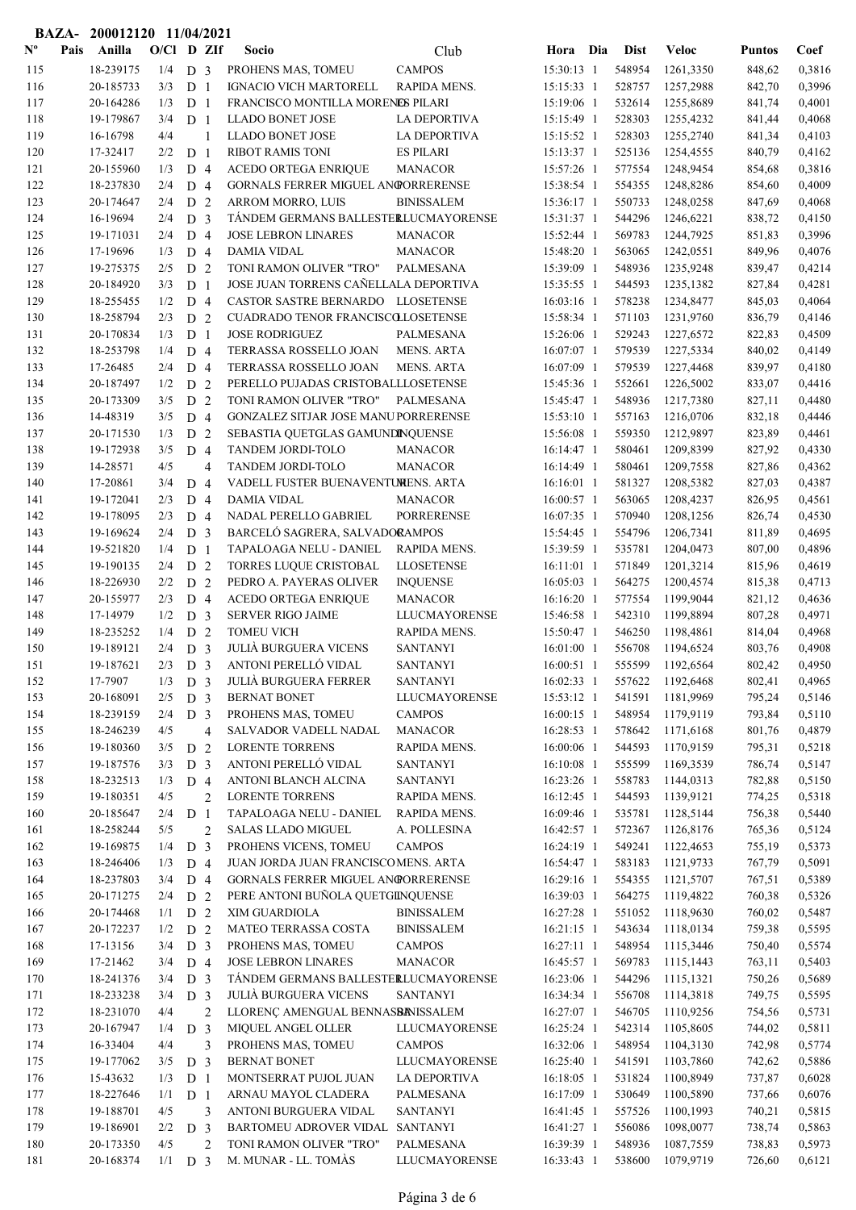**BAZA- 200012120 11/04/2021**

| Nº | Pais | Anilla | O/Cl | D | ZIf | Socio | Club | Hora | Dia | Dist | Veloc | Puntos | Coef |
|---|---|---|---|---|---|---|---|---|---|---|---|---|---|
| 115 | | 18-239175 | 1/4 | D | 3 | PROHENS MAS, TOMEU | CAMPOS | 15:30:13 | 1 | 548954 | 1261,3350 | 848,62 | 0,3816 |
| 116 | | 20-185733 | 3/3 | D | 1 | IGNACIO VICH MARTORELL | RAPIDA MENS. | 15:15:33 | 1 | 528757 | 1257,2988 | 842,70 | 0,3996 |
| 117 | | 20-164286 | 1/3 | D | 1 | FRANCISCO MONTILLA MORENO | ES PILARI | 15:19:06 | 1 | 532614 | 1255,8689 | 841,74 | 0,4001 |
| 118 | | 19-179867 | 3/4 | D | 1 | LLADO BONET JOSE | LA DEPORTIVA | 15:15:49 | 1 | 528303 | 1255,4232 | 841,44 | 0,4068 |
| 119 | | 16-16798 | 4/4 | | 1 | LLADO BONET JOSE | LA DEPORTIVA | 15:15:52 | 1 | 528303 | 1255,2740 | 841,34 | 0,4103 |
| 120 | | 17-32417 | 2/2 | D | 1 | RIBOT RAMIS TONI | ES PILARI | 15:13:37 | 1 | 525136 | 1254,4555 | 840,79 | 0,4162 |
| 121 | | 20-155960 | 1/3 | D | 4 | ACEDO ORTEGA ENRIQUE | MANACOR | 15:57:26 | 1 | 577554 | 1248,9454 | 854,68 | 0,3816 |
| 122 | | 18-237830 | 2/4 | D | 4 | GORNALS FERRER MIGUEL ANG | PORRERENSE | 15:38:54 | 1 | 554355 | 1248,8286 | 854,60 | 0,4009 |
| 123 | | 20-174647 | 2/4 | D | 2 | ARROM MORRO, LUIS | BINISSALEM | 15:36:17 | 1 | 550733 | 1248,0258 | 847,69 | 0,4068 |
| 124 | | 16-19694 | 2/4 | D | 3 | TÁNDEM GERMANS BALLESTER | LLUCMAYORENSE | 15:31:37 | 1 | 544296 | 1246,6221 | 838,72 | 0,4150 |
| 125 | | 19-171031 | 2/4 | D | 4 | JOSE LEBRON LINARES | MANACOR | 15:52:44 | 1 | 569783 | 1244,7925 | 851,83 | 0,3996 |
| 126 | | 17-19696 | 1/3 | D | 4 | DAMIA VIDAL | MANACOR | 15:48:20 | 1 | 563065 | 1242,0551 | 849,96 | 0,4076 |
| 127 | | 19-275375 | 2/5 | D | 2 | TONI RAMON OLIVER "TRO" | PALMESANA | 15:39:09 | 1 | 548936 | 1235,9248 | 839,47 | 0,4214 |
| 128 | | 20-184920 | 3/3 | D | 1 | JOSE JUAN TORRENS CAÑELLAS | LA DEPORTIVA | 15:35:55 | 1 | 544593 | 1235,1382 | 827,84 | 0,4281 |
| 129 | | 18-255455 | 1/2 | D | 4 | CASTOR SASTRE BERNARDO | LLOSETENSE | 16:03:16 | 1 | 578238 | 1234,8477 | 845,03 | 0,4064 |
| 130 | | 18-258794 | 2/3 | D | 2 | CUADRADO TENOR FRANCISCO | LLOSETENSE | 15:58:34 | 1 | 571103 | 1231,9760 | 836,79 | 0,4146 |
| 131 | | 20-170834 | 1/3 | D | 1 | JOSE RODRIGUEZ | PALMESANA | 15:26:06 | 1 | 529243 | 1227,6572 | 822,83 | 0,4509 |
| 132 | | 18-253798 | 1/4 | D | 4 | TERRASSA ROSSELLO JOAN | MENS. ARTA | 16:07:07 | 1 | 579539 | 1227,5334 | 840,02 | 0,4149 |
| 133 | | 17-26485 | 2/4 | D | 4 | TERRASSA ROSSELLO JOAN | MENS. ARTA | 16:07:09 | 1 | 579539 | 1227,4468 | 839,97 | 0,4180 |
| 134 | | 20-187497 | 1/2 | D | 2 | PERELLO PUJADAS CRISTOBAL | LLOSETENSE | 15:45:36 | 1 | 552661 | 1226,5002 | 833,07 | 0,4416 |
| 135 | | 20-173309 | 3/5 | D | 2 | TONI RAMON OLIVER "TRO" | PALMESANA | 15:45:47 | 1 | 548936 | 1217,7380 | 827,11 | 0,4480 |
| 136 | | 14-48319 | 3/5 | D | 4 | GONZALEZ SITJAR JOSE MANU | PORRERENSE | 15:53:10 | 1 | 557163 | 1216,0706 | 832,18 | 0,4446 |
| 137 | | 20-171530 | 1/3 | D | 2 | SEBASTIA QUETGLAS GAMUNDI | INQUENSE | 15:56:08 | 1 | 559350 | 1212,9897 | 823,89 | 0,4461 |
| 138 | | 19-172938 | 3/5 | D | 4 | TANDEM JORDI-TOLO | MANACOR | 16:14:47 | 1 | 580461 | 1209,8399 | 827,92 | 0,4330 |
| 139 | | 14-28571 | 4/5 | | 4 | TANDEM JORDI-TOLO | MANACOR | 16:14:49 | 1 | 580461 | 1209,7558 | 827,86 | 0,4362 |
| 140 | | 17-20861 | 3/4 | D | 4 | VADELL FUSTER BUENAVENTUR | MENS. ARTA | 16:16:01 | 1 | 581327 | 1208,5382 | 827,03 | 0,4387 |
| 141 | | 19-172041 | 2/3 | D | 4 | DAMIA VIDAL | MANACOR | 16:00:57 | 1 | 563065 | 1208,4237 | 826,95 | 0,4561 |
| 142 | | 19-178095 | 2/3 | D | 4 | NADAL PERELLO GABRIEL | PORRERENSE | 16:07:35 | 1 | 570940 | 1208,1256 | 826,74 | 0,4530 |
| 143 | | 19-169624 | 2/4 | D | 3 | BARCELÓ SAGRERA, SALVADOR | CAMPOS | 15:54:45 | 1 | 554796 | 1206,7341 | 811,89 | 0,4695 |
| 144 | | 19-521820 | 1/4 | D | 1 | TAPALOAGA NELU - DANIEL | RAPIDA MENS. | 15:39:59 | 1 | 535781 | 1204,0473 | 807,00 | 0,4896 |
| 145 | | 19-190135 | 2/4 | D | 2 | TORRES LUQUE CRISTOBAL | LLOSETENSE | 16:11:01 | 1 | 571849 | 1201,3214 | 815,96 | 0,4619 |
| 146 | | 18-226930 | 2/2 | D | 2 | PEDRO A. PAYERAS OLIVER | INQUENSE | 16:05:03 | 1 | 564275 | 1200,4574 | 815,38 | 0,4713 |
| 147 | | 20-155977 | 2/3 | D | 4 | ACEDO ORTEGA ENRIQUE | MANACOR | 16:16:20 | 1 | 577554 | 1199,9044 | 821,12 | 0,4636 |
| 148 | | 17-14979 | 1/2 | D | 3 | SERVER RIGO JAIME | LLUCMAYORENSE | 15:46:58 | 1 | 542310 | 1199,8894 | 807,28 | 0,4971 |
| 149 | | 18-235252 | 1/4 | D | 2 | TOMEU VICH | RAPIDA MENS. | 15:50:47 | 1 | 546250 | 1198,4861 | 814,04 | 0,4968 |
| 150 | | 19-189121 | 2/4 | D | 3 | JULIÀ BURGUERA VICENS | SANTANYI | 16:01:00 | 1 | 556708 | 1194,6524 | 803,76 | 0,4908 |
| 151 | | 19-187621 | 2/3 | D | 3 | ANTONI PERELLÓ VIDAL | SANTANYI | 16:00:51 | 1 | 555599 | 1192,6564 | 802,42 | 0,4950 |
| 152 | | 17-7907 | 1/3 | D | 3 | JULIÀ BURGUERA FERRER | SANTANYI | 16:02:33 | 1 | 557622 | 1192,6468 | 802,41 | 0,4965 |
| 153 | | 20-168091 | 2/5 | D | 3 | BERNAT BONET | LLUCMAYORENSE | 15:53:12 | 1 | 541591 | 1181,9969 | 795,24 | 0,5146 |
| 154 | | 18-239159 | 2/4 | D | 3 | PROHENS MAS, TOMEU | CAMPOS | 16:00:15 | 1 | 548954 | 1179,9119 | 793,84 | 0,5110 |
| 155 | | 18-246239 | 4/5 | | 4 | SALVADOR VADELL NADAL | MANACOR | 16:28:53 | 1 | 578642 | 1171,6168 | 801,76 | 0,4879 |
| 156 | | 19-180360 | 3/5 | D | 2 | LORENTE TORRENS | RAPIDA MENS. | 16:00:06 | 1 | 544593 | 1170,9159 | 795,31 | 0,5218 |
| 157 | | 19-187576 | 3/3 | D | 3 | ANTONI PERELLÓ VIDAL | SANTANYI | 16:10:08 | 1 | 555599 | 1169,3539 | 786,74 | 0,5147 |
| 158 | | 18-232513 | 1/3 | D | 4 | ANTONI BLANCH ALCINA | SANTANYI | 16:23:26 | 1 | 558783 | 1144,0313 | 782,88 | 0,5150 |
| 159 | | 19-180351 | 4/5 | | 2 | LORENTE TORRENS | RAPIDA MENS. | 16:12:45 | 1 | 544593 | 1139,9121 | 774,25 | 0,5318 |
| 160 | | 20-185647 | 2/4 | D | 1 | TAPALOAGA NELU - DANIEL | RAPIDA MENS. | 16:09:46 | 1 | 535781 | 1128,5144 | 756,38 | 0,5440 |
| 161 | | 18-258244 | 5/5 | | 2 | SALAS LLADO MIGUEL | A. POLLESINA | 16:42:57 | 1 | 572367 | 1126,8176 | 765,36 | 0,5124 |
| 162 | | 19-169875 | 1/4 | D | 3 | PROHENS VICENS, TOMEU | CAMPOS | 16:24:19 | 1 | 549241 | 1122,4653 | 755,19 | 0,5373 |
| 163 | | 18-246406 | 1/3 | D | 4 | JUAN JORDA JUAN FRANCISCO | MENS. ARTA | 16:54:47 | 1 | 583183 | 1121,9733 | 767,79 | 0,5091 |
| 164 | | 18-237803 | 3/4 | D | 4 | GORNALS FERRER MIGUEL ANG | PORRERENSE | 16:29:16 | 1 | 554355 | 1121,5707 | 767,51 | 0,5389 |
| 165 | | 20-171275 | 2/4 | D | 2 | PERE ANTONI BUÑOLA QUETGL | INQUENSE | 16:39:03 | 1 | 564275 | 1119,4822 | 760,38 | 0,5326 |
| 166 | | 20-174468 | 1/1 | D | 2 | XIM GUARDIOLA | BINISSALEM | 16:27:28 | 1 | 551052 | 1118,9630 | 760,02 | 0,5487 |
| 167 | | 20-172237 | 1/2 | D | 2 | MATEO TERRASSA COSTA | BINISSALEM | 16:21:15 | 1 | 543634 | 1118,0134 | 759,38 | 0,5595 |
| 168 | | 17-13156 | 3/4 | D | 3 | PROHENS MAS, TOMEU | CAMPOS | 16:27:11 | 1 | 548954 | 1115,3446 | 750,40 | 0,5574 |
| 169 | | 17-21462 | 3/4 | D | 4 | JOSE LEBRON LINARES | MANACOR | 16:45:57 | 1 | 569783 | 1115,1443 | 763,11 | 0,5403 |
| 170 | | 18-241376 | 3/4 | D | 3 | TÁNDEM GERMANS BALLESTER | LLUCMAYORENSE | 16:23:06 | 1 | 544296 | 1115,1321 | 750,26 | 0,5689 |
| 171 | | 18-233238 | 3/4 | D | 3 | JULIÀ BURGUERA VICENS | SANTANYI | 16:34:34 | 1 | 556708 | 1114,3818 | 749,75 | 0,5595 |
| 172 | | 18-231070 | 4/4 | | 2 | LLORENÇ AMENGUAL BENNASSAR | BINISSALEM | 16:27:07 | 1 | 546705 | 1110,9256 | 754,56 | 0,5731 |
| 173 | | 20-167947 | 1/4 | D | 3 | MIQUEL ANGEL OLLER | LLUCMAYORENSE | 16:25:24 | 1 | 542314 | 1105,8605 | 744,02 | 0,5811 |
| 174 | | 16-33404 | 4/4 | | 3 | PROHENS MAS, TOMEU | CAMPOS | 16:32:06 | 1 | 548954 | 1104,3130 | 742,98 | 0,5774 |
| 175 | | 19-177062 | 3/5 | D | 3 | BERNAT BONET | LLUCMAYORENSE | 16:25:40 | 1 | 541591 | 1103,7860 | 742,62 | 0,5886 |
| 176 | | 15-43632 | 1/3 | D | 1 | MONTSERRAT PUJOL JUAN | LA DEPORTIVA | 16:18:05 | 1 | 531824 | 1100,8949 | 737,87 | 0,6028 |
| 177 | | 18-227646 | 1/1 | D | 1 | ARNAU MAYOL CLADERA | PALMESANA | 16:17:09 | 1 | 530649 | 1100,5890 | 737,66 | 0,6076 |
| 178 | | 19-188701 | 4/5 | | 3 | ANTONI BURGUERA VIDAL | SANTANYI | 16:41:45 | 1 | 557526 | 1100,1993 | 740,21 | 0,5815 |
| 179 | | 19-186901 | 2/2 | D | 3 | BARTOMEU ADROVER VIDAL | SANTANYI | 16:41:27 | 1 | 556086 | 1098,0077 | 738,74 | 0,5863 |
| 180 | | 20-173350 | 4/5 | | 2 | TONI RAMON OLIVER "TRO" | PALMESANA | 16:39:39 | 1 | 548936 | 1087,7559 | 738,83 | 0,5973 |
| 181 | | 20-168374 | 1/1 | D | 3 | M. MUNAR - LL. TOMÀS | LLUCMAYORENSE | 16:33:43 | 1 | 538600 | 1079,9719 | 726,60 | 0,6121 |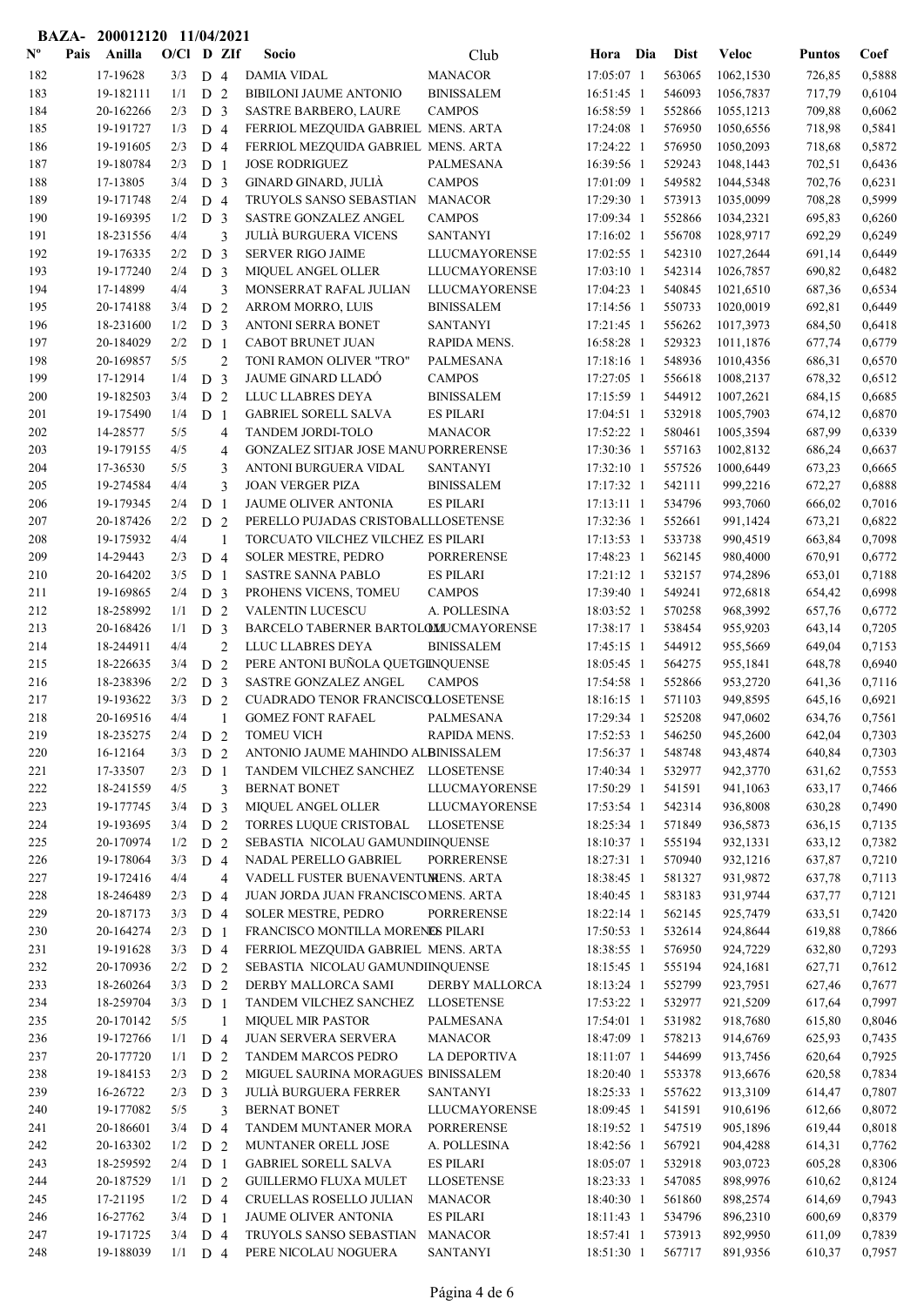BAZA- 200012120 11/04/2021

| Nº | Pais | Anilla | O/Cl | D | ZIf | Socio | Club | Hora | Dia | Dist | Veloc | Puntos | Coef |
|---|---|---|---|---|---|---|---|---|---|---|---|---|---|
| 182 | | 17-19628 | 3/3 | D | 4 | DAMIA VIDAL | MANACOR | 17:05:07 | 1 | 563065 | 1062,1530 | 726,85 | 0,5888 |
| 183 | | 19-182111 | 1/1 | D | 2 | BIBILONI JAUME ANTONIO | BINISSALEM | 16:51:45 | 1 | 546093 | 1056,7837 | 717,79 | 0,6104 |
| 184 | | 20-162266 | 2/3 | D | 3 | SASTRE BARBERO, LAURE | CAMPOS | 16:58:59 | 1 | 552866 | 1055,1213 | 709,88 | 0,6062 |
| 185 | | 19-191727 | 1/3 | D | 4 | FERRIOL MEZQUIDA GABRIEL | MENS. ARTA | 17:24:08 | 1 | 576950 | 1050,6556 | 718,98 | 0,5841 |
| 186 | | 19-191605 | 2/3 | D | 4 | FERRIOL MEZQUIDA GABRIEL | MENS. ARTA | 17:24:22 | 1 | 576950 | 1050,2093 | 718,68 | 0,5872 |
| 187 | | 19-180784 | 2/3 | D | 1 | JOSE RODRIGUEZ | PALMESANA | 16:39:56 | 1 | 529243 | 1048,1443 | 702,51 | 0,6436 |
| 188 | | 17-13805 | 3/4 | D | 3 | GINARD GINARD, JULIÀ | CAMPOS | 17:01:09 | 1 | 549582 | 1044,5348 | 702,76 | 0,6231 |
| 189 | | 19-171748 | 2/4 | D | 4 | TRUYOLS SANSO SEBASTIAN | MANACOR | 17:29:30 | 1 | 573913 | 1035,0099 | 708,28 | 0,5999 |
| 190 | | 19-169395 | 1/2 | D | 3 | SASTRE GONZALEZ ANGEL | CAMPOS | 17:09:34 | 1 | 552866 | 1034,2321 | 695,83 | 0,6260 |
| 191 | | 18-231556 | 4/4 | | 3 | JULIÀ BURGUERA VICENS | SANTANYI | 17:16:02 | 1 | 556708 | 1028,9717 | 692,29 | 0,6249 |
| 192 | | 19-176335 | 2/2 | D | 3 | SERVER RIGO JAIME | LLUCMAYORENSE | 17:02:55 | 1 | 542310 | 1027,2644 | 691,14 | 0,6449 |
| 193 | | 19-177240 | 2/4 | D | 3 | MIQUEL ANGEL OLLER | LLUCMAYORENSE | 17:03:10 | 1 | 542314 | 1026,7857 | 690,82 | 0,6482 |
| 194 | | 17-14899 | 4/4 | | 3 | MONSERRAT RAFAL JULIAN | LLUCMAYORENSE | 17:04:23 | 1 | 540845 | 1021,6510 | 687,36 | 0,6534 |
| 195 | | 20-174188 | 3/4 | D | 2 | ARROM MORRO, LUIS | BINISSALEM | 17:14:56 | 1 | 550733 | 1020,0019 | 692,81 | 0,6449 |
| 196 | | 18-231600 | 1/2 | D | 3 | ANTONI SERRA BONET | SANTANYI | 17:21:45 | 1 | 556262 | 1017,3973 | 684,50 | 0,6418 |
| 197 | | 20-184029 | 2/2 | D | 1 | CABOT BRUNET JUAN | RAPIDA MENS. | 16:58:28 | 1 | 529323 | 1011,1876 | 677,74 | 0,6779 |
| 198 | | 20-169857 | 5/5 | | 2 | TONI RAMON OLIVER "TRO" | PALMESANA | 17:18:16 | 1 | 548936 | 1010,4356 | 686,31 | 0,6570 |
| 199 | | 17-12914 | 1/4 | D | 3 | JAUME GINARD LLADÓ | CAMPOS | 17:27:05 | 1 | 556618 | 1008,2137 | 678,32 | 0,6512 |
| 200 | | 19-182503 | 3/4 | D | 2 | LLUC LLABRES DEYA | BINISSALEM | 17:15:59 | 1 | 544912 | 1007,2621 | 684,15 | 0,6685 |
| 201 | | 19-175490 | 1/4 | D | 1 | GABRIEL SORELL SALVA | ES PILARI | 17:04:51 | 1 | 532918 | 1005,7903 | 674,12 | 0,6870 |
| 202 | | 14-28577 | 5/5 | | 4 | TANDEM JORDI-TOLO | MANACOR | 17:52:22 | 1 | 580461 | 1005,3594 | 687,99 | 0,6339 |
| 203 | | 19-179155 | 4/5 | | 4 | GONZALEZ SITJAR JOSE MANU | PORRERENSE | 17:30:36 | 1 | 557163 | 1002,8132 | 686,24 | 0,6637 |
| 204 | | 17-36530 | 5/5 | | 3 | ANTONI BURGUERA VIDAL | SANTANYI | 17:32:10 | 1 | 557526 | 1000,6449 | 673,23 | 0,6665 |
| 205 | | 19-274584 | 4/4 | | 3 | JOAN VERGER PIZA | BINISSALEM | 17:17:32 | 1 | 542111 | 999,2216 | 672,27 | 0,6888 |
| 206 | | 19-179345 | 2/4 | D | 1 | JAUME OLIVER ANTONIA | ES PILARI | 17:13:11 | 1 | 534796 | 993,7060 | 666,02 | 0,7016 |
| 207 | | 20-187426 | 2/2 | D | 2 | PERELLO PUJADAS CRISTOBAL | LLOSETENSE | 17:32:36 | 1 | 552661 | 991,1424 | 673,21 | 0,6822 |
| 208 | | 19-175932 | 4/4 | | 1 | TORCUATO VILCHEZ VILCHEZ | ES PILARI | 17:13:53 | 1 | 533738 | 990,4519 | 663,84 | 0,7098 |
| 209 | | 14-29443 | 2/3 | D | 4 | SOLER MESTRE, PEDRO | PORRERENSE | 17:48:23 | 1 | 562145 | 980,4000 | 670,91 | 0,6772 |
| 210 | | 20-164202 | 3/5 | D | 1 | SASTRE SANNA PABLO | ES PILARI | 17:21:12 | 1 | 532157 | 974,2896 | 653,01 | 0,7188 |
| 211 | | 19-169865 | 2/4 | D | 3 | PROHENS VICENS, TOMEU | CAMPOS | 17:39:40 | 1 | 549241 | 972,6818 | 654,42 | 0,6998 |
| 212 | | 18-258992 | 1/1 | D | 2 | VALENTIN LUCESCU | A. POLLESINA | 18:03:52 | 1 | 570258 | 968,3992 | 657,76 | 0,6772 |
| 213 | | 20-168426 | 1/1 | D | 3 | BARCELO TABERNER BARTOLOM | LLUCMAYORENSE | 17:38:17 | 1 | 538454 | 955,9203 | 643,14 | 0,7205 |
| 214 | | 18-244911 | 4/4 | | 2 | LLUC LLABRES DEYA | BINISSALEM | 17:45:15 | 1 | 544912 | 955,5669 | 649,04 | 0,7153 |
| 215 | | 18-226635 | 3/4 | D | 2 | PERE ANTONI BUÑOLA QUETGL | INQUENSE | 18:05:45 | 1 | 564275 | 955,1841 | 648,78 | 0,6940 |
| 216 | | 18-238396 | 2/2 | D | 3 | SASTRE GONZALEZ ANGEL | CAMPOS | 17:54:58 | 1 | 552866 | 953,2720 | 641,36 | 0,7116 |
| 217 | | 19-193622 | 3/3 | D | 2 | CUADRADO TENOR FRANCISCO | LLOSETENSE | 18:16:15 | 1 | 571103 | 949,8595 | 645,16 | 0,6921 |
| 218 | | 20-169516 | 4/4 | | 1 | GOMEZ FONT RAFAEL | PALMESANA | 17:29:34 | 1 | 525208 | 947,0602 | 634,76 | 0,7561 |
| 219 | | 18-235275 | 2/4 | D | 2 | TOMEU VICH | RAPIDA MENS. | 17:52:53 | 1 | 546250 | 945,2600 | 642,04 | 0,7303 |
| 220 | | 16-12164 | 3/3 | D | 2 | ANTONIO JAUME MAHINDO AL | BINISSALEM | 17:56:37 | 1 | 548748 | 943,4874 | 640,84 | 0,7303 |
| 221 | | 17-33507 | 2/3 | D | 1 | TANDEM VILCHEZ SANCHEZ | LLOSETENSE | 17:40:34 | 1 | 532977 | 942,3770 | 631,62 | 0,7553 |
| 222 | | 18-241559 | 4/5 | | 3 | BERNAT BONET | LLUCMAYORENSE | 17:50:29 | 1 | 541591 | 941,1063 | 633,17 | 0,7466 |
| 223 | | 19-177745 | 3/4 | D | 3 | MIQUEL ANGEL OLLER | LLUCMAYORENSE | 17:53:54 | 1 | 542314 | 936,8008 | 630,28 | 0,7490 |
| 224 | | 19-193695 | 3/4 | D | 2 | TORRES LUQUE CRISTOBAL | LLOSETENSE | 18:25:34 | 1 | 571849 | 936,5873 | 636,15 | 0,7135 |
| 225 | | 20-170974 | 1/2 | D | 2 | SEBASTIA NICOLAU GAMUNDI | INQUENSE | 18:10:37 | 1 | 555194 | 932,1331 | 633,12 | 0,7382 |
| 226 | | 19-178064 | 3/3 | D | 4 | NADAL PERELLO GABRIEL | PORRERENSE | 18:27:31 | 1 | 570940 | 932,1216 | 637,87 | 0,7210 |
| 227 | | 19-172416 | 4/4 | | 4 | VADELL FUSTER BUENAVENTUR | MENS. ARTA | 18:38:45 | 1 | 581327 | 931,9872 | 637,78 | 0,7113 |
| 228 | | 18-246489 | 2/3 | D | 4 | JUAN JORDA JUAN FRANCISCO | MENS. ARTA | 18:40:45 | 1 | 583183 | 931,9744 | 637,77 | 0,7121 |
| 229 | | 20-187173 | 3/3 | D | 4 | SOLER MESTRE, PEDRO | PORRERENSE | 18:22:14 | 1 | 562145 | 925,7479 | 633,51 | 0,7420 |
| 230 | | 20-164274 | 2/3 | D | 1 | FRANCISCO MONTILLA MORENO | ES PILARI | 17:50:53 | 1 | 532614 | 924,8644 | 619,88 | 0,7866 |
| 231 | | 19-191628 | 3/3 | D | 4 | FERRIOL MEZQUIDA GABRIEL | MENS. ARTA | 18:38:55 | 1 | 576950 | 924,7229 | 632,80 | 0,7293 |
| 232 | | 20-170936 | 2/2 | D | 2 | SEBASTIA NICOLAU GAMUNDI | INQUENSE | 18:15:45 | 1 | 555194 | 924,1681 | 627,71 | 0,7612 |
| 233 | | 18-260264 | 3/3 | D | 2 | DERBY MALLORCA SAMI | DERBY MALLORCA | 18:13:24 | 1 | 552799 | 923,7951 | 627,46 | 0,7677 |
| 234 | | 18-259704 | 3/3 | D | 1 | TANDEM VILCHEZ SANCHEZ | LLOSETENSE | 17:53:22 | 1 | 532977 | 921,5209 | 617,64 | 0,7997 |
| 235 | | 20-170142 | 5/5 | | 1 | MIQUEL MIR PASTOR | PALMESANA | 17:54:01 | 1 | 531982 | 918,7680 | 615,80 | 0,8046 |
| 236 | | 19-172766 | 1/1 | D | 4 | JUAN SERVERA SERVERA | MANACOR | 18:47:09 | 1 | 578213 | 914,6769 | 625,93 | 0,7435 |
| 237 | | 20-177720 | 1/1 | D | 2 | TANDEM MARCOS PEDRO | LA DEPORTIVA | 18:11:07 | 1 | 544699 | 913,7456 | 620,64 | 0,7925 |
| 238 | | 19-184153 | 2/3 | D | 2 | MIGUEL SAURINA MORAGUES | BINISSALEM | 18:20:40 | 1 | 553378 | 913,6676 | 620,58 | 0,7834 |
| 239 | | 16-26722 | 2/3 | D | 3 | JULIÀ BURGUERA FERRER | SANTANYI | 18:25:33 | 1 | 557622 | 913,3109 | 614,47 | 0,7807 |
| 240 | | 19-177082 | 5/5 | | 3 | BERNAT BONET | LLUCMAYORENSE | 18:09:45 | 1 | 541591 | 910,6196 | 612,66 | 0,8072 |
| 241 | | 20-186601 | 3/4 | D | 4 | TANDEM MUNTANER MORA | PORRERENSE | 18:19:52 | 1 | 547519 | 905,1896 | 619,44 | 0,8018 |
| 242 | | 20-163302 | 1/2 | D | 2 | MUNTANER ORELL JOSE | A. POLLESINA | 18:42:56 | 1 | 567921 | 904,4288 | 614,31 | 0,7762 |
| 243 | | 18-259592 | 2/4 | D | 1 | GABRIEL SORELL SALVA | ES PILARI | 18:05:07 | 1 | 532918 | 903,0723 | 605,28 | 0,8306 |
| 244 | | 20-187529 | 1/1 | D | 2 | GUILLERMO FLUXA MULET | LLOSETENSE | 18:23:33 | 1 | 547085 | 898,9976 | 610,62 | 0,8124 |
| 245 | | 17-21195 | 1/2 | D | 4 | CRUELLAS ROSELLO JULIAN | MANACOR | 18:40:30 | 1 | 561860 | 898,2574 | 614,69 | 0,7943 |
| 246 | | 16-27762 | 3/4 | D | 1 | JAUME OLIVER ANTONIA | ES PILARI | 18:11:43 | 1 | 534796 | 896,2310 | 600,69 | 0,8379 |
| 247 | | 19-171725 | 3/4 | D | 4 | TRUYOLS SANSO SEBASTIAN | MANACOR | 18:57:41 | 1 | 573913 | 892,9950 | 611,09 | 0,7839 |
| 248 | | 19-188039 | 1/1 | D | 4 | PERE NICOLAU NOGUERA | SANTANYI | 18:51:30 | 1 | 567717 | 891,9356 | 610,37 | 0,7957 |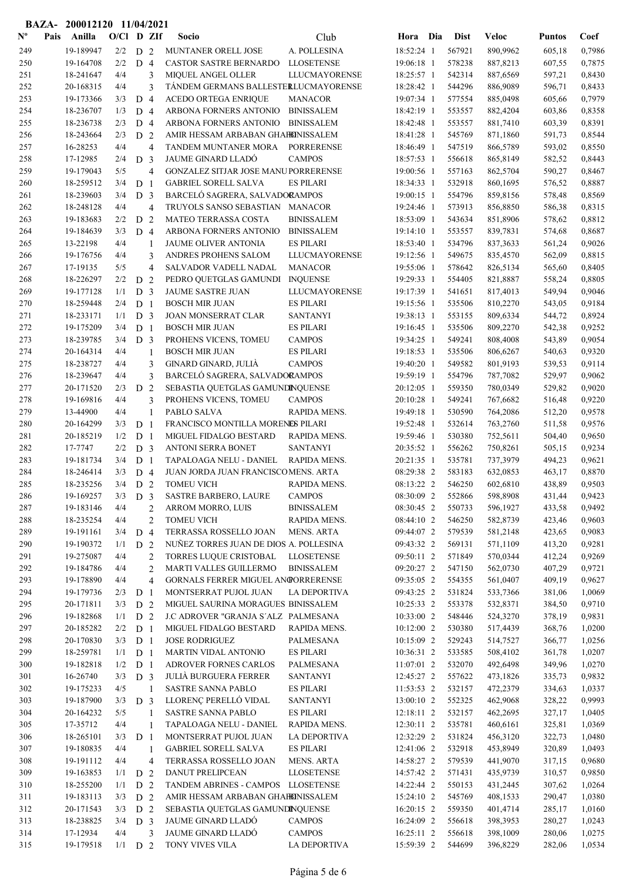**BAZA- 200012120 11/04/2021**

| Nº | Pais | Anilla | O/Cl | D | ZIf | Socio | Club | Hora | Dia | Dist | Veloc | Puntos | Coef |
|---|---|---|---|---|---|---|---|---|---|---|---|---|---|
| 249 | | 19-189947 | 2/2 | D | 2 | MUNTANER ORELL JOSE | A. POLLESINA | 18:52:24 | 1 | 567921 | 890,9962 | 605,18 | 0,7986 |
| 250 | | 19-164708 | 2/2 | D | 4 | CASTOR SASTRE BERNARDO | LLOSETENSE | 19:06:18 | 1 | 578238 | 887,8213 | 607,55 | 0,7875 |
| 251 | | 18-241647 | 4/4 | | 3 | MIQUEL ANGEL OLLER | LLUCMAYORENSE | 18:25:57 | 1 | 542314 | 887,6569 | 597,21 | 0,8430 |
| 252 | | 20-168315 | 4/4 | | 3 | TÁNDEM GERMANS BALLESTER | LLUCMAYORENSE | 18:28:42 | 1 | 544296 | 886,9089 | 596,71 | 0,8433 |
| 253 | | 19-173366 | 3/3 | D | 4 | ACEDO ORTEGA ENRIQUE | MANACOR | 19:07:34 | 1 | 577554 | 885,0498 | 605,66 | 0,7979 |
| 254 | | 18-236707 | 1/3 | D | 4 | ARBONA FORNERS ANTONIO | BINISSALEM | 18:42:19 | 1 | 553557 | 882,4204 | 603,86 | 0,8358 |
| 255 | | 18-236738 | 2/3 | D | 4 | ARBONA FORNERS ANTONIO | BINISSALEM | 18:42:48 | 1 | 553557 | 881,7410 | 603,39 | 0,8391 |
| 256 | | 18-243664 | 2/3 | D | 2 | AMIR HESSAM ARBABAN GHAFI | BINISSALEM | 18:41:28 | 1 | 545769 | 871,1860 | 591,73 | 0,8544 |
| 257 | | 16-28253 | 4/4 | | 4 | TANDEM MUNTANER MORA | PORRERENSE | 18:46:49 | 1 | 547519 | 866,5789 | 593,02 | 0,8550 |
| 258 | | 17-12985 | 2/4 | D | 3 | JAUME GINARD LLADÓ | CAMPOS | 18:57:53 | 1 | 556618 | 865,8149 | 582,52 | 0,8443 |
| 259 | | 19-179043 | 5/5 | | 4 | GONZALEZ SITJAR JOSE MANU | PORRERENSE | 19:00:56 | 1 | 557163 | 862,5704 | 590,27 | 0,8467 |
| 260 | | 18-259512 | 3/4 | D | 1 | GABRIEL SORELL SALVA | ES PILARI | 18:34:33 | 1 | 532918 | 860,1695 | 576,52 | 0,8887 |
| 261 | | 18-239603 | 3/4 | D | 3 | BARCELÓ SAGRERA, SALVADOR | CAMPOS | 19:00:15 | 1 | 554796 | 859,8156 | 578,48 | 0,8569 |
| 262 | | 18-248128 | 4/4 | | 4 | TRUYOLS SANSO SEBASTIAN | MANACOR | 19:24:46 | 1 | 573913 | 856,8850 | 586,38 | 0,8315 |
| 263 | | 19-183683 | 2/2 | D | 2 | MATEO TERRASSA COSTA | BINISSALEM | 18:53:09 | 1 | 543634 | 851,8906 | 578,62 | 0,8812 |
| 264 | | 19-184639 | 3/3 | D | 4 | ARBONA FORNERS ANTONIO | BINISSALEM | 19:14:10 | 1 | 553557 | 839,7831 | 574,68 | 0,8687 |
| 265 | | 13-22198 | 4/4 | | 1 | JAUME OLIVER ANTONIA | ES PILARI | 18:53:40 | 1 | 534796 | 837,3633 | 561,24 | 0,9026 |
| 266 | | 19-176756 | 4/4 | | 3 | ANDRES PROHENS SALOM | LLUCMAYORENSE | 19:12:56 | 1 | 549675 | 835,4570 | 562,09 | 0,8815 |
| 267 | | 17-19135 | 5/5 | | 4 | SALVADOR VADELL NADAL | MANACOR | 19:55:06 | 1 | 578642 | 826,5134 | 565,60 | 0,8405 |
| 268 | | 18-226297 | 2/2 | D | 2 | PEDRO QUETGLAS GAMUNDI | INQUENSE | 19:29:33 | 1 | 554405 | 821,8887 | 558,24 | 0,8805 |
| 269 | | 19-177128 | 1/1 | D | 3 | JAUME SASTRE JUAN | LLUCMAYORENSE | 19:17:39 | 1 | 541651 | 817,4013 | 549,94 | 0,9046 |
| 270 | | 18-259448 | 2/4 | D | 1 | BOSCH MIR JUAN | ES PILARI | 19:15:56 | 1 | 535506 | 810,2270 | 543,05 | 0,9184 |
| 271 | | 18-233171 | 1/1 | D | 3 | JOAN MONSERRAT CLAR | SANTANYI | 19:38:13 | 1 | 553155 | 809,6334 | 544,72 | 0,8924 |
| 272 | | 19-175209 | 3/4 | D | 1 | BOSCH MIR JUAN | ES PILARI | 19:16:45 | 1 | 535506 | 809,2270 | 542,38 | 0,9252 |
| 273 | | 18-239785 | 3/4 | D | 3 | PROHENS VICENS, TOMEU | CAMPOS | 19:34:25 | 1 | 549241 | 808,4008 | 543,89 | 0,9054 |
| 274 | | 20-164314 | 4/4 | | 1 | BOSCH MIR JUAN | ES PILARI | 19:18:53 | 1 | 535506 | 806,6267 | 540,63 | 0,9320 |
| 275 | | 18-238727 | 4/4 | | 3 | GINARD GINARD, JULIÀ | CAMPOS | 19:40:20 | 1 | 549582 | 801,9193 | 539,53 | 0,9114 |
| 276 | | 18-239647 | 4/4 | | 3 | BARCELÓ SAGRERA, SALVADOR | CAMPOS | 19:59:19 | 1 | 554796 | 787,7082 | 529,97 | 0,9062 |
| 277 | | 20-171520 | 2/3 | D | 2 | SEBASTIA QUETGLAS GAMUNDI | INQUENSE | 20:12:05 | 1 | 559350 | 780,0349 | 529,82 | 0,9020 |
| 278 | | 19-169816 | 4/4 | | 3 | PROHENS VICENS, TOMEU | CAMPOS | 20:10:28 | 1 | 549241 | 767,6682 | 516,48 | 0,9220 |
| 279 | | 13-44900 | 4/4 | | 1 | PABLO SALVA | RAPIDA MENS. | 19:49:18 | 1 | 530590 | 764,2086 | 512,20 | 0,9578 |
| 280 | | 20-164299 | 3/3 | D | 1 | FRANCISCO MONTILLA MORENO | ES PILARI | 19:52:48 | 1 | 532614 | 763,2760 | 511,58 | 0,9576 |
| 281 | | 20-185219 | 1/2 | D | 1 | MIGUEL FIDALGO BESTARD | RAPIDA MENS. | 19:59:46 | 1 | 530380 | 752,5611 | 504,40 | 0,9650 |
| 282 | | 17-7747 | 2/2 | D | 3 | ANTONI SERRA BONET | SANTANYI | 20:35:52 | 1 | 556262 | 750,8261 | 505,15 | 0,9234 |
| 283 | | 19-181734 | 3/4 | D | 1 | TAPALOAGA NELU - DANIEL | RAPIDA MENS. | 20:21:35 | 1 | 535781 | 737,3979 | 494,23 | 0,9621 |
| 284 | | 18-246414 | 3/3 | D | 4 | JUAN JORDA JUAN FRANCISCO | MENS. ARTA | 08:29:38 | 2 | 583183 | 632,0853 | 463,17 | 0,8870 |
| 285 | | 18-235256 | 3/4 | D | 2 | TOMEU VICH | RAPIDA MENS. | 08:13:22 | 2 | 546250 | 602,6810 | 438,89 | 0,9503 |
| 286 | | 19-169257 | 3/3 | D | 3 | SASTRE BARBERO, LAURE | CAMPOS | 08:30:09 | 2 | 552866 | 598,8908 | 431,44 | 0,9423 |
| 287 | | 19-183146 | 4/4 | | 2 | ARROM MORRO, LUIS | BINISSALEM | 08:30:45 | 2 | 550733 | 596,1927 | 433,58 | 0,9492 |
| 288 | | 18-235254 | 4/4 | | 2 | TOMEU VICH | RAPIDA MENS. | 08:44:10 | 2 | 546250 | 582,8739 | 423,46 | 0,9603 |
| 289 | | 19-191161 | 3/4 | D | 4 | TERRASSA ROSSELLO JOAN | MENS. ARTA | 09:44:07 | 2 | 579539 | 581,2148 | 423,65 | 0,9083 |
| 290 | | 19-190372 | 1/1 | D | 2 | NUÑEZ TORRES JUAN DE DIOS | A. POLLESINA | 09:43:32 | 2 | 569131 | 571,1109 | 413,20 | 0,9281 |
| 291 | | 19-275087 | 4/4 | | 2 | TORRES LUQUE CRISTOBAL | LLOSETENSE | 09:50:11 | 2 | 571849 | 570,0344 | 412,24 | 0,9269 |
| 292 | | 19-184786 | 4/4 | | 2 | MARTI VALLES GUILLERMO | BINISSALEM | 09:20:27 | 2 | 547150 | 562,0730 | 407,29 | 0,9721 |
| 293 | | 19-178890 | 4/4 | | 4 | GORNALS FERRER MIGUEL ANG | PORRERENSE | 09:35:05 | 2 | 554355 | 561,0407 | 409,19 | 0,9627 |
| 294 | | 19-179736 | 2/3 | D | 1 | MONTSERRAT PUJOL JUAN | LA DEPORTIVA | 09:43:25 | 2 | 531824 | 533,7366 | 381,06 | 1,0069 |
| 295 | | 20-171811 | 3/3 | D | 2 | MIGUEL SAURINA MORAGUES | BINISSALEM | 10:25:33 | 2 | 553378 | 532,8371 | 384,50 | 0,9710 |
| 296 | | 19-182868 | 1/1 | D | 2 | J.C ADROVER "GRANJA S´ALZ | PALMESANA | 10:33:00 | 2 | 548446 | 524,3270 | 378,19 | 0,9831 |
| 297 | | 20-185282 | 2/2 | D | 1 | MIGUEL FIDALGO BESTARD | RAPIDA MENS. | 10:12:00 | 2 | 530380 | 517,4439 | 368,76 | 1,0200 |
| 298 | | 20-170830 | 3/3 | D | 1 | JOSE RODRIGUEZ | PALMESANA | 10:15:09 | 2 | 529243 | 514,7527 | 366,77 | 1,0256 |
| 299 | | 18-259781 | 1/1 | D | 1 | MARTIN VIDAL ANTONIO | ES PILARI | 10:36:31 | 2 | 533585 | 508,4102 | 361,78 | 1,0207 |
| 300 | | 19-182818 | 1/2 | D | 1 | ADROVER FORNES CARLOS | PALMESANA | 11:07:01 | 2 | 532070 | 492,6498 | 349,96 | 1,0270 |
| 301 | | 16-26740 | 3/3 | D | 3 | JULIÀ BURGUERA FERRER | SANTANYI | 12:45:27 | 2 | 557622 | 473,1826 | 335,73 | 0,9832 |
| 302 | | 19-175233 | 4/5 | | 1 | SASTRE SANNA PABLO | ES PILARI | 11:53:53 | 2 | 532157 | 472,2379 | 334,63 | 1,0337 |
| 303 | | 19-187900 | 3/3 | D | 3 | LLORENÇ PERELLÓ VIDAL | SANTANYI | 13:00:10 | 2 | 552325 | 462,9068 | 328,22 | 0,9993 |
| 304 | | 20-164232 | 5/5 | | 1 | SASTRE SANNA PABLO | ES PILARI | 12:18:11 | 2 | 532157 | 462,2695 | 327,17 | 1,0405 |
| 305 | | 17-35712 | 4/4 | | 1 | TAPALOAGA NELU - DANIEL | RAPIDA MENS. | 12:30:11 | 2 | 535781 | 460,6161 | 325,81 | 1,0369 |
| 306 | | 18-265101 | 3/3 | D | 1 | MONTSERRAT PUJOL JUAN | LA DEPORTIVA | 12:32:29 | 2 | 531824 | 456,3120 | 322,73 | 1,0480 |
| 307 | | 19-180835 | 4/4 | | 1 | GABRIEL SORELL SALVA | ES PILARI | 12:41:06 | 2 | 532918 | 453,8949 | 320,89 | 1,0493 |
| 308 | | 19-191112 | 4/4 | | 4 | TERRASSA ROSSELLO JOAN | MENS. ARTA | 14:58:27 | 2 | 579539 | 441,9070 | 317,15 | 0,9680 |
| 309 | | 19-163853 | 1/1 | D | 2 | DANUT PRELIPCEAN | LLOSETENSE | 14:57:42 | 2 | 571431 | 435,9739 | 310,57 | 0,9850 |
| 310 | | 18-255200 | 1/1 | D | 2 | TANDEM ABRINES - CAMPOS | LLOSETENSE | 14:22:44 | 2 | 550153 | 431,2445 | 307,62 | 1,0264 |
| 311 | | 19-183113 | 3/3 | D | 2 | AMIR HESSAM ARBABAN GHAFI | BINISSALEM | 15:24:10 | 2 | 545769 | 408,1533 | 290,47 | 1,0380 |
| 312 | | 20-171543 | 3/3 | D | 2 | SEBASTIA QUETGLAS GAMUNDI | INQUENSE | 16:20:15 | 2 | 559350 | 401,4714 | 285,17 | 1,0160 |
| 313 | | 18-238825 | 3/4 | D | 3 | JAUME GINARD LLADÓ | CAMPOS | 16:24:09 | 2 | 556618 | 398,3953 | 280,27 | 1,0243 |
| 314 | | 17-12934 | 4/4 | | 3 | JAUME GINARD LLADÓ | CAMPOS | 16:25:11 | 2 | 556618 | 398,1009 | 280,06 | 1,0275 |
| 315 | | 19-179518 | 1/1 | D | 2 | TONY VIVES VILA | LA DEPORTIVA | 15:59:39 | 2 | 544699 | 396,8229 | 282,06 | 1,0534 |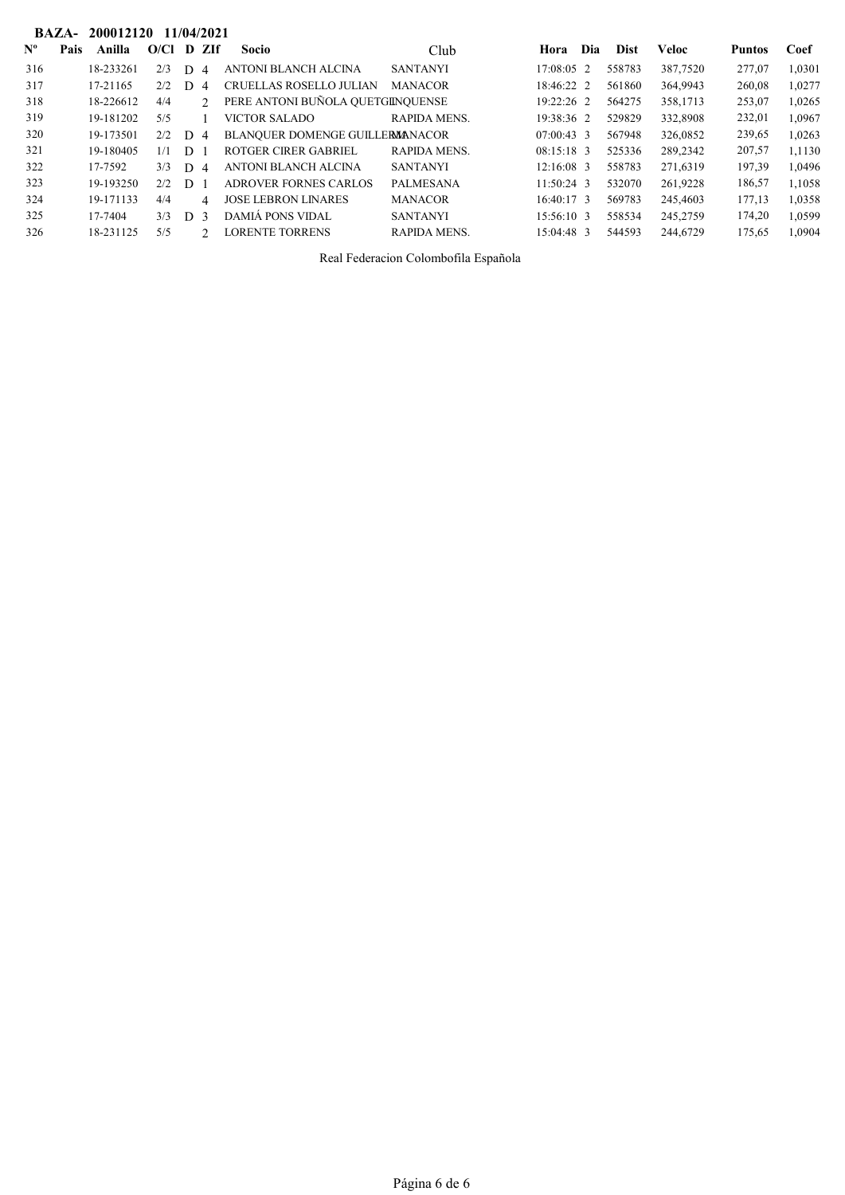**BAZA- 200012120 11/04/2021**

| Nº | Pais | Anilla | O/Cl | D | ZIf | Socio | Club | Hora | Dia | Dist | Veloc | Puntos | Coef |
|---|---|---|---|---|---|---|---|---|---|---|---|---|---|
| 316 | | 18-233261 | 2/3 | D | 4 | ANTONI BLANCH ALCINA | SANTANYI | 17:08:05 | 2 | 558783 | 387,7520 | 277,07 | 1,0301 |
| 317 | | 17-21165 | 2/2 | D | 4 | CRUELLAS ROSELLO JULIAN | MANACOR | 18:46:22 | 2 | 561860 | 364,9943 | 260,08 | 1,0277 |
| 318 | | 18-226612 | 4/4 | | 2 | PERE ANTONI BUÑOLA QUETGLINQUENSE | | 19:22:26 | 2 | 564275 | 358,1713 | 253,07 | 1,0265 |
| 319 | | 19-181202 | 5/5 | | 1 | VICTOR SALADO | RAPIDA MENS. | 19:38:36 | 2 | 529829 | 332,8908 | 232,01 | 1,0967 |
| 320 | | 19-173501 | 2/2 | D | 4 | BLANQUER DOMENGE GUILLERMANACOR | | 07:00:43 | 3 | 567948 | 326,0852 | 239,65 | 1,0263 |
| 321 | | 19-180405 | 1/1 | D | 1 | ROTGER CIRER GABRIEL | RAPIDA MENS. | 08:15:18 | 3 | 525336 | 289,2342 | 207,57 | 1,1130 |
| 322 | | 17-7592 | 3/3 | D | 4 | ANTONI BLANCH ALCINA | SANTANYI | 12:16:08 | 3 | 558783 | 271,6319 | 197,39 | 1,0496 |
| 323 | | 19-193250 | 2/2 | D | 1 | ADROVER FORNES CARLOS | PALMESANA | 11:50:24 | 3 | 532070 | 261,9228 | 186,57 | 1,1058 |
| 324 | | 19-171133 | 4/4 | | 4 | JOSE LEBRON LINARES | MANACOR | 16:40:17 | 3 | 569783 | 245,4603 | 177,13 | 1,0358 |
| 325 | | 17-7404 | 3/3 | D | 3 | DAMIÁ PONS VIDAL | SANTANYI | 15:56:10 | 3 | 558534 | 245,2759 | 174,20 | 1,0599 |
| 326 | | 18-231125 | 5/5 | | 2 | LORENTE TORRENS | RAPIDA MENS. | 15:04:48 | 3 | 544593 | 244,6729 | 175,65 | 1,0904 |

Real Federacion Colombofila Española